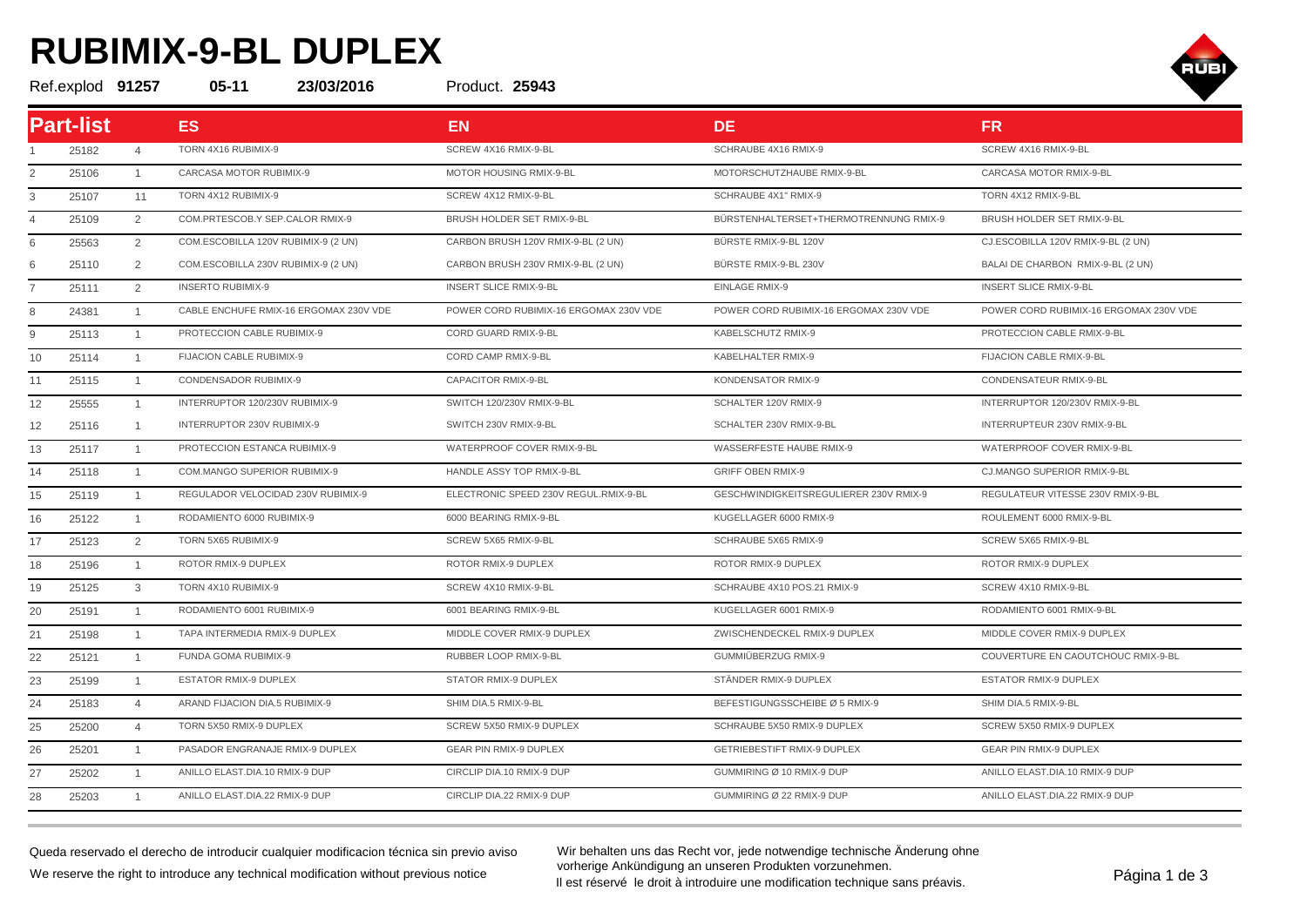# RUBIMIX-9-BL DUPLEX

Ref.explod **91257** **05-11** **23/03/2016** Product. **25943**

| Part-list | | | ES | EN | DE | FR |
|---|---|---|---|---|---|---|
| 1 | 25182 | 4 | TORN 4X16 RUBIMIX-9 | SCREW 4X16 RMIX-9-BL | SCHRAUBE 4X16 RMIX-9 | SCREW 4X16 RMIX-9-BL |
| 2 | 25106 | 1 | CARCASA MOTOR RUBIMIX-9 | MOTOR HOUSING RMIX-9-BL | MOTORSCHUTZHAUBE RMIX-9-BL | CARCASA MOTOR RMIX-9-BL |
| 3 | 25107 | 11 | TORN 4X12 RUBIMIX-9 | SCREW 4X12 RMIX-9-BL | SCHRAUBE 4X1" RMIX-9 | TORN 4X12 RMIX-9-BL |
| 4 | 25109 | 2 | COM.PRTESCOB.Y SEP.CALOR RMIX-9 | BRUSH HOLDER SET RMIX-9-BL | BÜRSTENHALTERSET+THERMOTRENNUNG RMIX-9 | BRUSH HOLDER SET RMIX-9-BL |
| 6 | 25563 | 2 | COM.ESCOBILLA 120V RUBIMIX-9 (2 UN) | CARBON BRUSH 120V RMIX-9-BL (2 UN) | BÜRSTE RMIX-9-BL 120V | CJ.ESCOBILLA 120V RMIX-9-BL (2 UN) |
| 6 | 25110 | 2 | COM.ESCOBILLA 230V RUBIMIX-9 (2 UN) | CARBON BRUSH 230V RMIX-9-BL (2 UN) | BÜRSTE RMIX-9-BL 230V | BALAI DE CHARBON RMIX-9-BL (2 UN) |
| 7 | 25111 | 2 | INSERTO RUBIMIX-9 | INSERT SLICE RMIX-9-BL | EINLAGE RMIX-9 | INSERT SLICE RMIX-9-BL |
| 8 | 24381 | 1 | CABLE ENCHUFE RMIX-16 ERGOMAX 230V VDE | POWER CORD RUBIMIX-16 ERGOMAX 230V VDE | POWER CORD RUBIMIX-16 ERGOMAX 230V VDE | POWER CORD RUBIMIX-16 ERGOMAX 230V VDE |
| 9 | 25113 | 1 | PROTECCION CABLE RUBIMIX-9 | CORD GUARD RMIX-9-BL | KABELSCHUTZ RMIX-9 | PROTECCION CABLE RMIX-9-BL |
| 10 | 25114 | 1 | FIJACION CABLE RUBIMIX-9 | CORD CAMP RMIX-9-BL | KABELHALTER RMIX-9 | FIJACION CABLE RMIX-9-BL |
| 11 | 25115 | 1 | CONDENSADOR RUBIMIX-9 | CAPACITOR RMIX-9-BL | KONDENSATOR RMIX-9 | CONDENSATEUR RMIX-9-BL |
| 12 | 25555 | 1 | INTERRUPTOR 120/230V RUBIMIX-9 | SWITCH 120/230V RMIX-9-BL | SCHALTER 120V RMIX-9 | INTERRUPTOR 120/230V RMIX-9-BL |
| 12 | 25116 | 1 | INTERRUPTOR 230V RUBIMIX-9 | SWITCH 230V RMIX-9-BL | SCHALTER 230V RMIX-9-BL | INTERRUPTEUR 230V RMIX-9-BL |
| 13 | 25117 | 1 | PROTECCION ESTANCA RUBIMIX-9 | WATERPROOF COVER RMIX-9-BL | WASSERFESTE HAUBE RMIX-9 | WATERPROOF COVER RMIX-9-BL |
| 14 | 25118 | 1 | COM.MANGO SUPERIOR RUBIMIX-9 | HANDLE ASSY TOP RMIX-9-BL | GRIFF OBEN RMIX-9 | CJ.MANGO SUPERIOR RMIX-9-BL |
| 15 | 25119 | 1 | REGULADOR VELOCIDAD 230V RUBIMIX-9 | ELECTRONIC SPEED 230V REGUL.RMIX-9-BL | GESCHWINDIGKEITSREGULIERER 230V RMIX-9 | REGULATEUR VITESSE 230V RMIX-9-BL |
| 16 | 25122 | 1 | RODAMIENTO 6000 RUBIMIX-9 | 6000 BEARING RMIX-9-BL | KUGELLAGER 6000 RMIX-9 | ROULEMENT 6000 RMIX-9-BL |
| 17 | 25123 | 2 | TORN 5X65 RUBIMIX-9 | SCREW 5X65 RMIX-9-BL | SCHRAUBE 5X65 RMIX-9 | SCREW 5X65 RMIX-9-BL |
| 18 | 25196 | 1 | ROTOR RMIX-9 DUPLEX | ROTOR RMIX-9 DUPLEX | ROTOR RMIX-9 DUPLEX | ROTOR RMIX-9 DUPLEX |
| 19 | 25125 | 3 | TORN 4X10 RUBIMIX-9 | SCREW 4X10 RMIX-9-BL | SCHRAUBE 4X10 POS.21 RMIX-9 | SCREW 4X10 RMIX-9-BL |
| 20 | 25191 | 1 | RODAMIENTO 6001 RUBIMIX-9 | 6001 BEARING RMIX-9-BL | KUGELLAGER 6001 RMIX-9 | RODAMIENTO 6001 RMIX-9-BL |
| 21 | 25198 | 1 | TAPA INTERMEDIA RMIX-9 DUPLEX | MIDDLE COVER RMIX-9 DUPLEX | ZWISCHENDECKEL RMIX-9 DUPLEX | MIDDLE COVER RMIX-9 DUPLEX |
| 22 | 25121 | 1 | FUNDA GOMA RUBIMIX-9 | RUBBER LOOP RMIX-9-BL | GUMMIÜBERZUG RMIX-9 | COUVERTURE EN CAOUTCHOUC RMIX-9-BL |
| 23 | 25199 | 1 | ESTATOR RMIX-9 DUPLEX | STATOR RMIX-9 DUPLEX | STÄNDER RMIX-9 DUPLEX | ESTATOR RMIX-9 DUPLEX |
| 24 | 25183 | 4 | ARAND FIJACION DIA.5 RUBIMIX-9 | SHIM DIA.5 RMIX-9-BL | BEFESTIGUNGSSCHEIBE Ø 5 RMIX-9 | SHIM DIA.5 RMIX-9-BL |
| 25 | 25200 | 4 | TORN 5X50 RMIX-9 DUPLEX | SCREW 5X50 RMIX-9 DUPLEX | SCHRAUBE 5X50 RMIX-9 DUPLEX | SCREW 5X50 RMIX-9 DUPLEX |
| 26 | 25201 | 1 | PASADOR ENGRANAJE RMIX-9 DUPLEX | GEAR PIN RMIX-9 DUPLEX | GETRIEBESTIFT RMIX-9 DUPLEX | GEAR PIN RMIX-9 DUPLEX |
| 27 | 25202 | 1 | ANILLO ELAST.DIA.10 RMIX-9 DUP | CIRCLIP DIA.10 RMIX-9 DUP | GUMMIRING Ø 10 RMIX-9 DUP | ANILLO ELAST.DIA.10 RMIX-9 DUP |
| 28 | 25203 | 1 | ANILLO ELAST.DIA.22 RMIX-9 DUP | CIRCLIP DIA.22 RMIX-9 DUP | GUMMIRING Ø 22 RMIX-9 DUP | ANILLO ELAST.DIA.22 RMIX-9 DUP |

Queda reservado el derecho de introducir cualquier modificacion técnica sin previo aviso

We reserve the right to introduce any technical modification without previous notice

Wir behalten uns das Recht vor, jede notwendige technische Änderung ohne vorherige Ankündigung an unseren Produkten vorzunehmen.

Il est réservé le droit à introduire une modification technique sans préavis.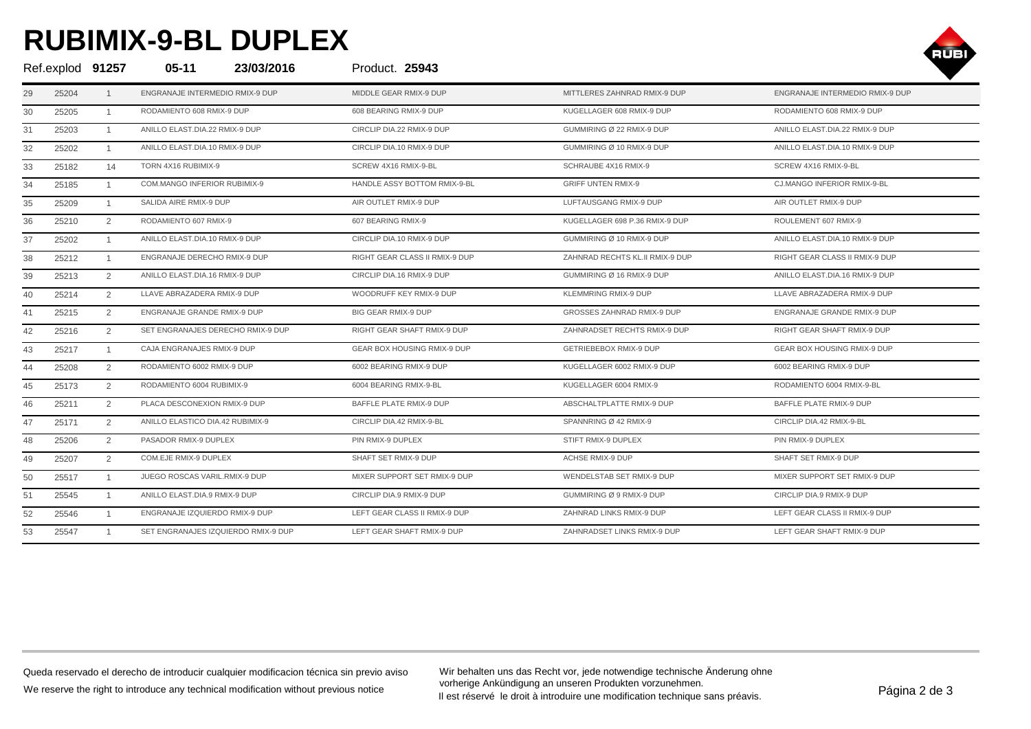# RUBIMIX-9-BL DUPLEX

Ref.explod **91257** **05-11** **23/03/2016** Product. **25943**

| | | | | | | |
|---|---|---|---|---|---|---|
| 29 | 25204 | 1 | ENGRANAJE INTERMEDIO RMIX-9 DUP | MIDDLE GEAR RMIX-9 DUP | MITTLERES ZAHNRAD RMIX-9 DUP | ENGRANAJE INTERMEDIO RMIX-9 DUP |
| 30 | 25205 | 1 | RODAMIENTO 608 RMIX-9 DUP | 608 BEARING RMIX-9 DUP | KUGELLAGER 608 RMIX-9 DUP | RODAMIENTO 608 RMIX-9 DUP |
| 31 | 25203 | 1 | ANILLO ELAST.DIA.22 RMIX-9 DUP | CIRCLIP DIA.22 RMIX-9 DUP | GUMMIRING Ø 22 RMIX-9 DUP | ANILLO ELAST.DIA.22 RMIX-9 DUP |
| 32 | 25202 | 1 | ANILLO ELAST.DIA.10 RMIX-9 DUP | CIRCLIP DIA.10 RMIX-9 DUP | GUMMIRING Ø 10 RMIX-9 DUP | ANILLO ELAST.DIA.10 RMIX-9 DUP |
| 33 | 25182 | 14 | TORN 4X16 RUBIMIX-9 | SCREW 4X16 RMIX-9-BL | SCHRAUBE 4X16 RMIX-9 | SCREW 4X16 RMIX-9-BL |
| 34 | 25185 | 1 | COM.MANGO INFERIOR RUBIMIX-9 | HANDLE ASSY BOTTOM RMIX-9-BL | GRIFF UNTEN RMIX-9 | CJ.MANGO INFERIOR RMIX-9-BL |
| 35 | 25209 | 1 | SALIDA AIRE RMIX-9 DUP | AIR OUTLET RMIX-9 DUP | LUFTAUSGANG RMIX-9 DUP | AIR OUTLET RMIX-9 DUP |
| 36 | 25210 | 2 | RODAMIENTO 607 RMIX-9 | 607 BEARING RMIX-9 | KUGELLAGER 698 P.36 RMIX-9 DUP | ROULEMENT 607 RMIX-9 |
| 37 | 25202 | 1 | ANILLO ELAST.DIA.10 RMIX-9 DUP | CIRCLIP DIA.10 RMIX-9 DUP | GUMMIRING Ø 10 RMIX-9 DUP | ANILLO ELAST.DIA.10 RMIX-9 DUP |
| 38 | 25212 | 1 | ENGRANAJE DERECHO RMIX-9 DUP | RIGHT GEAR CLASS II RMIX-9 DUP | ZAHNRAD RECHTS KL.II RMIX-9 DUP | RIGHT GEAR CLASS II RMIX-9 DUP |
| 39 | 25213 | 2 | ANILLO ELAST.DIA.16 RMIX-9 DUP | CIRCLIP DIA.16 RMIX-9 DUP | GUMMIRING Ø 16 RMIX-9 DUP | ANILLO ELAST.DIA.16 RMIX-9 DUP |
| 40 | 25214 | 2 | LLAVE ABRAZADERA RMIX-9 DUP | WOODRUFF KEY RMIX-9 DUP | KLEMMRING RMIX-9 DUP | LLAVE ABRAZADERA RMIX-9 DUP |
| 41 | 25215 | 2 | ENGRANAJE GRANDE RMIX-9 DUP | BIG GEAR RMIX-9 DUP | GROSSES ZAHNRAD RMIX-9 DUP | ENGRANAJE GRANDE RMIX-9 DUP |
| 42 | 25216 | 2 | SET ENGRANAJES DERECHO RMIX-9 DUP | RIGHT GEAR SHAFT RMIX-9 DUP | ZAHNRADSET RECHTS RMIX-9 DUP | RIGHT GEAR SHAFT RMIX-9 DUP |
| 43 | 25217 | 1 | CAJA ENGRANAJES RMIX-9 DUP | GEAR BOX HOUSING RMIX-9 DUP | GETRIEBEBOX RMIX-9 DUP | GEAR BOX HOUSING RMIX-9 DUP |
| 44 | 25208 | 2 | RODAMIENTO 6002 RMIX-9 DUP | 6002 BEARING RMIX-9 DUP | KUGELLAGER 6002 RMIX-9 DUP | 6002 BEARING RMIX-9 DUP |
| 45 | 25173 | 2 | RODAMIENTO 6004 RUBIMIX-9 | 6004 BEARING RMIX-9-BL | KUGELLAGER 6004 RMIX-9 | RODAMIENTO 6004 RMIX-9-BL |
| 46 | 25211 | 2 | PLACA DESCONEXION RMIX-9 DUP | BAFFLE PLATE RMIX-9 DUP | ABSCHALTPLATTE RMIX-9 DUP | BAFFLE PLATE RMIX-9 DUP |
| 47 | 25171 | 2 | ANILLO ELASTICO DIA.42 RUBIMIX-9 | CIRCLIP DIA.42 RMIX-9-BL | SPANNRING Ø 42 RMIX-9 | CIRCLIP DIA.42 RMIX-9-BL |
| 48 | 25206 | 2 | PASADOR RMIX-9 DUPLEX | PIN RMIX-9 DUPLEX | STIFT RMIX-9 DUPLEX | PIN RMIX-9 DUPLEX |
| 49 | 25207 | 2 | COM.EJE RMIX-9 DUPLEX | SHAFT SET RMIX-9 DUP | ACHSE RMIX-9 DUP | SHAFT SET RMIX-9 DUP |
| 50 | 25517 | 1 | JUEGO ROSCAS VARIL.RMIX-9 DUP | MIXER SUPPORT SET RMIX-9 DUP | WENDELSTAB SET RMIX-9 DUP | MIXER SUPPORT SET RMIX-9 DUP |
| 51 | 25545 | 1 | ANILLO ELAST.DIA.9 RMIX-9 DUP | CIRCLIP DIA.9 RMIX-9 DUP | GUMMIRING Ø 9 RMIX-9 DUP | CIRCLIP DIA.9 RMIX-9 DUP |
| 52 | 25546 | 1 | ENGRANAJE IZQUIERDO RMIX-9 DUP | LEFT GEAR CLASS II RMIX-9 DUP | ZAHNRAD LINKS RMIX-9 DUP | LEFT GEAR CLASS II RMIX-9 DUP |
| 53 | 25547 | 1 | SET ENGRANAJES IZQUIERDO RMIX-9 DUP | LEFT GEAR SHAFT RMIX-9 DUP | ZAHNRADSET LINKS RMIX-9 DUP | LEFT GEAR SHAFT RMIX-9 DUP |

Queda reservado el derecho de introducir cualquier modificacion técnica sin previo aviso

We reserve the right to introduce any technical modification without previous notice

Wir behalten uns das Recht vor, jede notwendige technische Änderung ohne vorherige Ankündigung an unseren Produkten vorzunehmen.

Il est réservé le droit à introduire une modification technique sans préavis.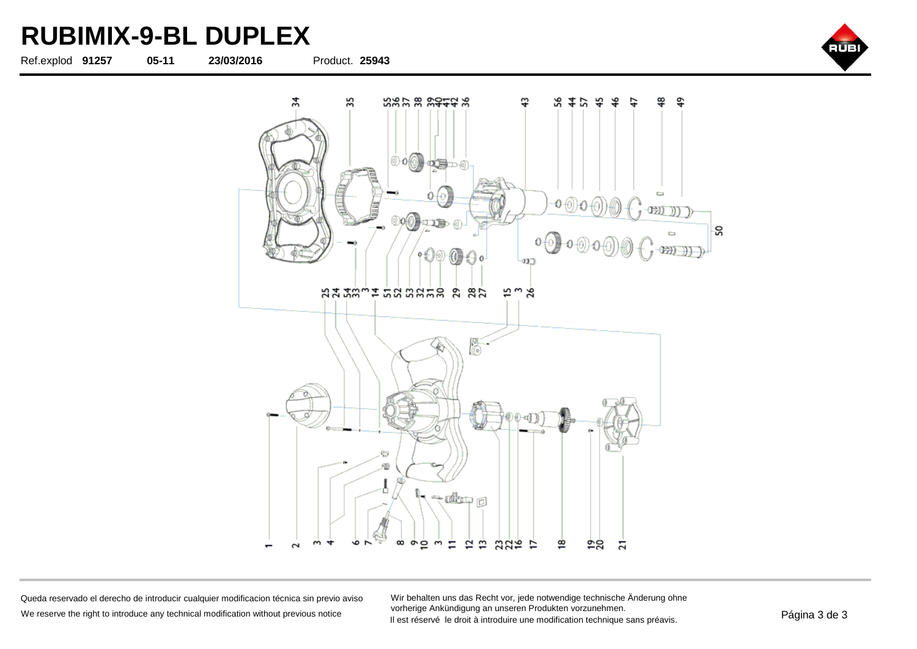# RUBIMIX-9-BL DUPLEX

Ref.explod **91257** **05-11** **23/03/2016** Product. **25943**

Queda reservado el derecho de introducir cualquier modificacion técnica sin previo aviso

We reserve the right to introduce any technical modification without previous notice

Wir behalten uns das Recht vor, jede notwendige technische Änderung ohne vorherige Ankündigung an unseren Produkten vorzunehmen.

Il est réservé le droit à introduire une modification technique sans préavis.